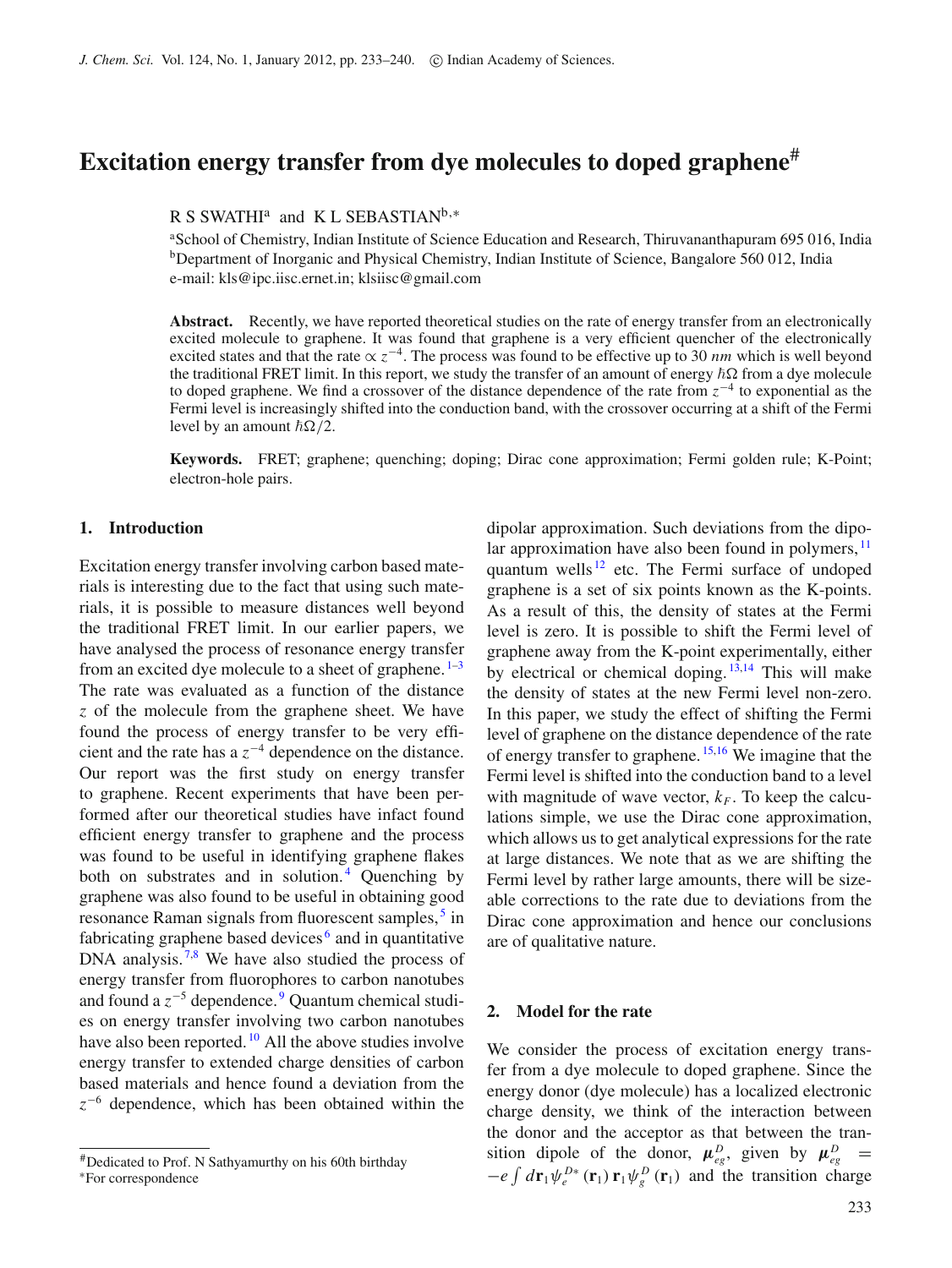# Excitation energy transfer from dye molecules to doped graphene[#]

R S SWATHI[a] and K L SEBASTIAN[b,*]

[a]School of Chemistry, Indian Institute of Science Education and Research, Thiruvananthapuram 695 016, India
[b]Department of Inorganic and Physical Chemistry, Indian Institute of Science, Bangalore 560 012, India
e-mail: kls@ipc.iisc.ernet.in; klsiisc@gmail.com

**Abstract.** Recently, we have reported theoretical studies on the rate of energy transfer from an electronically excited molecule to graphene. It was found that graphene is a very efficient quencher of the electronically excited states and that the rate $\propto z^{-4}$. The process was found to be effective up to 30 *nm* which is well beyond the traditional FRET limit. In this report, we study the transfer of an amount of energy $\hbar\Omega$ from a dye molecule to doped graphene. We find a crossover of the distance dependence of the rate from $z^{-4}$ to exponential as the Fermi level is increasingly shifted into the conduction band, with the crossover occurring at a shift of the Fermi level by an amount $\hbar\Omega/2$.

**Keywords.** FRET; graphene; quenching; doping; Dirac cone approximation; Fermi golden rule; K-Point; electron-hole pairs.

## 1. Introduction

Excitation energy transfer involving carbon based materials is interesting due to the fact that using such materials, it is possible to measure distances well beyond the traditional FRET limit. In our earlier papers, we have analysed the process of resonance energy transfer from an excited dye molecule to a sheet of graphene.[1–3] The rate was evaluated as a function of the distance $z$ of the molecule from the graphene sheet. We have found the process of energy transfer to be very efficient and the rate has a $z^{-4}$ dependence on the distance. Our report was the first study on energy transfer to graphene. Recent experiments that have been performed after our theoretical studies have infact found efficient energy transfer to graphene and the process was found to be useful in identifying graphene flakes both on substrates and in solution.[4] Quenching by graphene was also found to be useful in obtaining good resonance Raman signals from fluorescent samples,[5] in fabricating graphene based devices[6] and in quantitative DNA analysis.[7,8] We have also studied the process of energy transfer from fluorophores to carbon nanotubes and found a $z^{-5}$ dependence.[9] Quantum chemical studies on energy transfer involving two carbon nanotubes have also been reported.[10] All the above studies involve energy transfer to extended charge densities of carbon based materials and hence found a deviation from the $z^{-6}$ dependence, which has been obtained within the dipolar approximation. Such deviations from the dipolar approximation have also been found in polymers,[11] quantum wells[12] etc. The Fermi surface of undoped graphene is a set of six points known as the K-points. As a result of this, the density of states at the Fermi level is zero. It is possible to shift the Fermi level of graphene away from the K-point experimentally, either by electrical or chemical doping.[13,14] This will make the density of states at the new Fermi level non-zero. In this paper, we study the effect of shifting the Fermi level of graphene on the distance dependence of the rate of energy transfer to graphene.[15,16] We imagine that the Fermi level is shifted into the conduction band to a level with magnitude of wave vector, $k_F$. To keep the calculations simple, we use the Dirac cone approximation, which allows us to get analytical expressions for the rate at large distances. We note that as we are shifting the Fermi level by rather large amounts, there will be sizeable corrections to the rate due to deviations from the Dirac cone approximation and hence our conclusions are of qualitative nature.

## 2. Model for the rate

We consider the process of excitation energy transfer from a dye molecule to doped graphene. Since the energy donor (dye molecule) has a localized electronic charge density, we think of the interaction between the donor and the acceptor as that between the transition dipole of the donor, $\boldsymbol{\mu}_{eg}^{D}$, given by $\boldsymbol{\mu}_{eg}^{D} = -e\int d\mathbf{r}_1 \psi_e^{D*}(\mathbf{r}_1)\, \mathbf{r}_1 \psi_g^{D}(\mathbf{r}_1)$ and the transition charge

[#]Dedicated to Prof. N Sathyamurthy on his 60th birthday
[*]For correspondence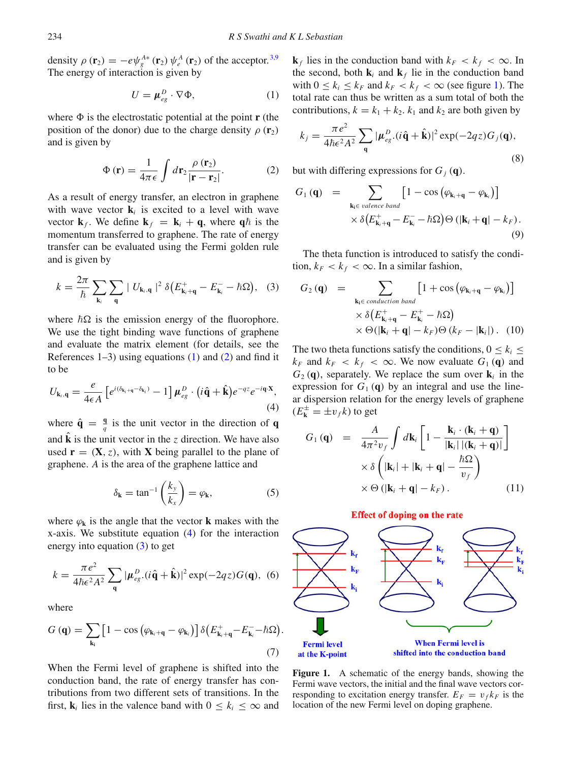density $\rho(\mathbf{r}_2) = -e\psi_g^{A*}(\mathbf{r}_2)\,\psi_e^A(\mathbf{r}_2)$ of the acceptor.[3,9] The energy of interaction is given by

$$U = \boldsymbol{\mu}_{eg}^D \cdot \nabla\Phi, \tag{1}$$

where $\Phi$ is the electrostatic potential at the point $\mathbf{r}$ (the position of the donor) due to the charge density $\rho(\mathbf{r}_2)$ and is given by

$$\Phi(\mathbf{r}) = \frac{1}{4\pi\epsilon}\int d\mathbf{r}_2 \frac{\rho(\mathbf{r}_2)}{|\mathbf{r}-\mathbf{r}_2|}. \tag{2}$$

As a result of energy transfer, an electron in graphene with wave vector $\mathbf{k}_i$ is excited to a level with wave vector $\mathbf{k}_f$. We define $\mathbf{k}_f = \mathbf{k}_i + \mathbf{q}$, where $\mathbf{q}\hbar$ is the momentum transferred to graphene. The rate of energy transfer can be evaluated using the Fermi golden rule and is given by

$$k = \frac{2\pi}{\hbar}\sum_{\mathbf{k}_i}\sum_{\mathbf{q}} |U_{\mathbf{k}_i,\mathbf{q}}|^2\,\delta\left(E^+_{\mathbf{k}_i+\mathbf{q}} - E^-_{\mathbf{k}_i} - \hbar\Omega\right), \tag{3}$$

where $\hbar\Omega$ is the emission energy of the fluorophore. We use the tight binding wave functions of graphene and evaluate the matrix element (for details, see the References 1–3) using equations (1) and (2) and find it to be

$$U_{\mathbf{k}_i,\mathbf{q}} = \frac{e}{4\epsilon A}\left[e^{i(\delta_{\mathbf{k}_i+\mathbf{q}}-\delta_{\mathbf{k}_i})} - 1\right]\boldsymbol{\mu}^D_{eg}\cdot(i\hat{\mathbf{q}}+\hat{\mathbf{k}})e^{-qz}e^{-i\mathbf{q}\cdot\mathbf{X}}, \tag{4}$$

where $\hat{\mathbf{q}} = \frac{\mathbf{q}}{q}$ is the unit vector in the direction of $\mathbf{q}$ and $\hat{\mathbf{k}}$ is the unit vector in the $z$ direction. We have also used $\mathbf{r} = (\mathbf{X}, z)$, with $\mathbf{X}$ being parallel to the plane of graphene. $A$ is the area of the graphene lattice and

$$\delta_{\mathbf{k}} = \tan^{-1}\left(\frac{k_y}{k_x}\right) = \varphi_{\mathbf{k}}, \tag{5}$$

where $\varphi_{\mathbf{k}}$ is the angle that the vector $\mathbf{k}$ makes with the x-axis. We substitute equation (4) for the interaction energy into equation (3) to get

$$k = \frac{\pi e^2}{4\hbar\epsilon^2 A^2}\sum_{\mathbf{q}} |\boldsymbol{\mu}^D_{eg}.(i\hat{\mathbf{q}}+\hat{\mathbf{k}})|^2\exp(-2qz)G(\mathbf{q}), \tag{6}$$

where

$$G(\mathbf{q}) = \sum_{\mathbf{k}_i}\left[1-\cos\left(\varphi_{\mathbf{k}_i+\mathbf{q}}-\varphi_{\mathbf{k}_i}\right)\right]\delta\left(E^+_{\mathbf{k}_i+\mathbf{q}} - E^-_{\mathbf{k}_i} - \hbar\Omega\right). \tag{7}$$

When the Fermi level of graphene is shifted into the conduction band, the rate of energy transfer has contributions from two different sets of transitions. In the first, $\mathbf{k}_i$ lies in the valence band with $0 \le k_i \le \infty$ and $\mathbf{k}_f$ lies in the conduction band with $k_F < k_f < \infty$. In the second, both $\mathbf{k}_i$ and $\mathbf{k}_f$ lie in the conduction band with $0 \le k_i \le k_F$ and $k_F < k_f < \infty$ (see figure 1). The total rate can thus be written as a sum total of both the contributions, $k = k_1 + k_2$. $k_1$ and $k_2$ are both given by

$$k_j = \frac{\pi e^2}{4\hbar\epsilon^2 A^2}\sum_{\mathbf{q}} |\boldsymbol{\mu}^D_{eg}.(i\hat{\mathbf{q}}+\hat{\mathbf{k}})|^2\exp(-2qz)G_j(\mathbf{q}), \tag{8}$$

but with differing expressions for $G_j(\mathbf{q})$.

$$G_1(\mathbf{q}) = \sum_{\mathbf{k}_i \in \text{ valence band}}\left[1-\cos\left(\varphi_{\mathbf{k}_i+\mathbf{q}}-\varphi_{\mathbf{k}_i}\right)\right] \times\delta\left(E^+_{\mathbf{k}_i+\mathbf{q}} - E^-_{\mathbf{k}_i} - \hbar\Omega\right)\Theta\left(|\mathbf{k}_i+\mathbf{q}| - k_F\right). \tag{9}$$

The theta function is introduced to satisfy the condition, $k_F < k_f < \infty$. In a similar fashion,

$$G_2(\mathbf{q}) = \sum_{\mathbf{k}_i \in \text{ conduction band}}\left[1+\cos\left(\varphi_{\mathbf{k}_i+\mathbf{q}}-\varphi_{\mathbf{k}_i}\right)\right] \times\delta\left(E^+_{\mathbf{k}_i+\mathbf{q}} - E^+_{\mathbf{k}_i} - \hbar\Omega\right) \times\Theta(|\mathbf{k}_i+\mathbf{q}| - k_F)\Theta(k_F - |\mathbf{k}_i|). \tag{10}$$

The two theta functions satisfy the conditions, $0 \le k_i \le k_F$ and $k_F < k_f < \infty$. We now evaluate $G_1(\mathbf{q})$ and $G_2(\mathbf{q})$, separately. We replace the sum over $\mathbf{k}_i$ in the expression for $G_1(\mathbf{q})$ by an integral and use the linear dispersion relation for the energy levels of graphene ($E^{\pm}_{\mathbf{k}} = \pm v_f k$) to get

$$G_1(\mathbf{q}) = \frac{A}{4\pi^2 v_f}\int d\mathbf{k}_i\left[1 - \frac{\mathbf{k}_i\cdot(\mathbf{k}_i+\mathbf{q})}{|\mathbf{k}_i|\,|(\mathbf{k}_i+\mathbf{q})|}\right] \times\delta\left(|\mathbf{k}_i| + |\mathbf{k}_i+\mathbf{q}| - \frac{\hbar\Omega}{v_f}\right) \times\Theta\left(|\mathbf{k}_i+\mathbf{q}| - k_F\right). \tag{11}$$

**Figure 1.** A schematic of the energy bands, showing the Fermi wave vectors, the initial and the final wave vectors corresponding to excitation energy transfer. $E_F = v_f k_F$ is the location of the new Fermi level on doping graphene.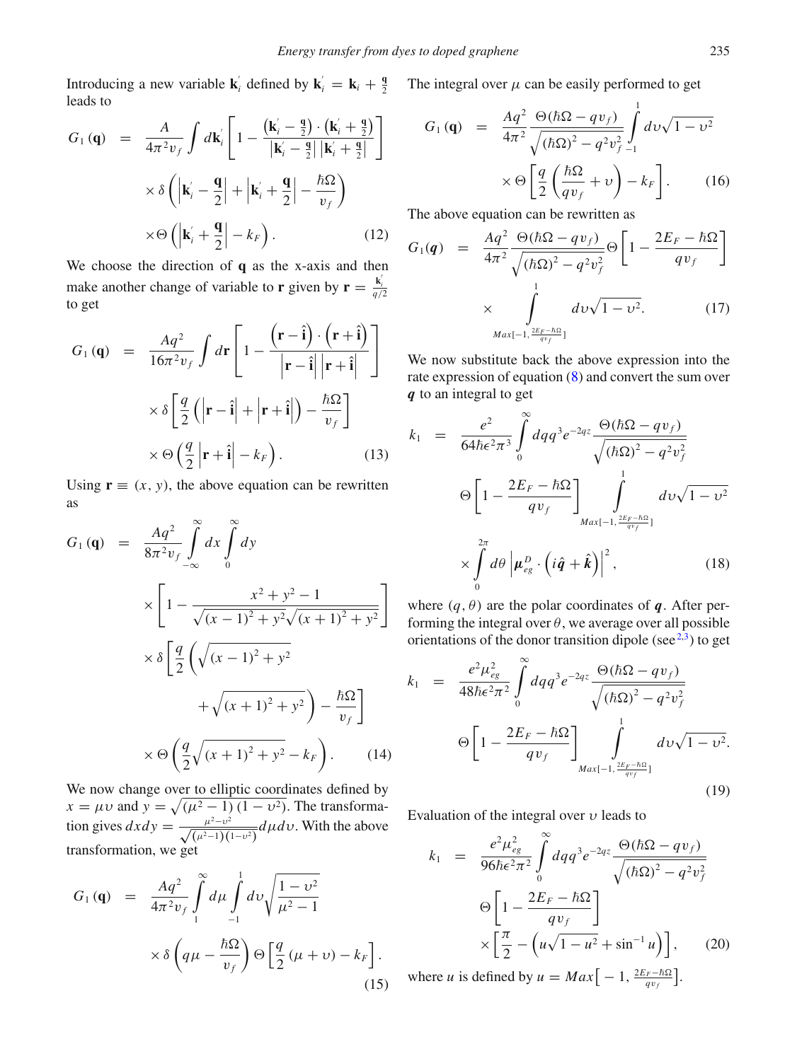Introducing a new variable $\mathbf{k}_i^{'}$ defined by $\mathbf{k}_i^{'} = \mathbf{k}_i + \frac{\mathbf{q}}{2}$ leads to

$$G_1(\mathbf{q}) = \frac{A}{4\pi^2 v_f} \int d\mathbf{k}_i^{'} \left[ 1 - \frac{\left(\mathbf{k}_i^{'} - \frac{\mathbf{q}}{2}\right) \cdot \left(\mathbf{k}_i^{'} + \frac{\mathbf{q}}{2}\right)}{\left|\mathbf{k}_i^{'} - \frac{\mathbf{q}}{2}\right| \left|\mathbf{k}_i^{'} + \frac{\mathbf{q}}{2}\right|} \right] \times \delta\left( \left|\mathbf{k}_i^{'} - \frac{\mathbf{q}}{2}\right| + \left|\mathbf{k}_i^{'} + \frac{\mathbf{q}}{2}\right| - \frac{\hbar\Omega}{v_f} \right) \times \Theta\left( \left|\mathbf{k}_i^{'} + \frac{\mathbf{q}}{2}\right| - k_F \right). \tag{12}$$

We choose the direction of $\mathbf{q}$ as the x-axis and then make another change of variable to $\mathbf{r}$ given by $\mathbf{r} = \frac{\mathbf{k}_i^{'}}{q/2}$ to get

$$G_1(\mathbf{q}) = \frac{Aq^2}{16\pi^2 v_f} \int d\mathbf{r} \left[ 1 - \frac{\left(\mathbf{r} - \hat{\mathbf{i}}\right) \cdot \left(\mathbf{r} + \hat{\mathbf{i}}\right)}{\left|\mathbf{r} - \hat{\mathbf{i}}\right| \left|\mathbf{r} + \hat{\mathbf{i}}\right|} \right] \times \delta\left[ \frac{q}{2}\left( \left|\mathbf{r} - \hat{\mathbf{i}}\right| + \left|\mathbf{r} + \hat{\mathbf{i}}\right| \right) - \frac{\hbar\Omega}{v_f} \right] \times \Theta\left( \frac{q}{2}\left|\mathbf{r} + \hat{\mathbf{i}}\right| - k_F \right). \tag{13}$$

Using $\mathbf{r} \equiv (x, y)$, the above equation can be rewritten as

$$G_1(\mathbf{q}) = \frac{Aq^2}{8\pi^2 v_f} \int_{-\infty}^{\infty} dx \int_{0}^{\infty} dy \left[ 1 - \frac{x^2 + y^2 - 1}{\sqrt{(x-1)^2 + y^2}\sqrt{(x+1)^2 + y^2}} \right] \times \delta\left[ \frac{q}{2}\left( \sqrt{(x-1)^2 + y^2} + \sqrt{(x+1)^2 + y^2} \right) - \frac{\hbar\Omega}{v_f} \right] \times \Theta\left( \frac{q}{2}\sqrt{(x+1)^2 + y^2} - k_F \right). \tag{14}$$

We now change over to elliptic coordinates defined by $x = \mu\upsilon$ and $y = \sqrt{(\mu^2 - 1)(1 - \upsilon^2)}$. The transformation gives $dxdy = \frac{\mu^2 - \upsilon^2}{\sqrt{(\mu^2-1)(1-\upsilon^2)}} d\mu d\upsilon$. With the above transformation, we get

$$G_1(\mathbf{q}) = \frac{Aq^2}{4\pi^2 v_f} \int_{1}^{\infty} d\mu \int_{-1}^{1} d\upsilon \sqrt{\frac{1 - \upsilon^2}{\mu^2 - 1}} \times \delta\left( q\mu - \frac{\hbar\Omega}{v_f} \right) \Theta\left[ \frac{q}{2}(\mu + \upsilon) - k_F \right]. \tag{15}$$

The integral over $\mu$ can be easily performed to get

$$G_1(\mathbf{q}) = \frac{Aq^2}{4\pi^2} \frac{\Theta(\hbar\Omega - qv_f)}{\sqrt{(\hbar\Omega)^2 - q^2 v_f^2}} \int_{-1}^{1} d\upsilon \sqrt{1 - \upsilon^2} \times \Theta\left[ \frac{q}{2}\left( \frac{\hbar\Omega}{qv_f} + \upsilon \right) - k_F \right]. \tag{16}$$

The above equation can be rewritten as

$$G_1(\boldsymbol{q}) = \frac{Aq^2}{4\pi^2} \frac{\Theta(\hbar\Omega - qv_f)}{\sqrt{(\hbar\Omega)^2 - q^2 v_f^2}} \Theta\left[ 1 - \frac{2E_F - \hbar\Omega}{qv_f} \right] \times \int_{Max[-1, \frac{2E_F - \hbar\Omega}{qv_f}]}^{1} d\upsilon \sqrt{1 - \upsilon^2}. \tag{17}$$

We now substitute back the above expression into the rate expression of equation (8) and convert the sum over $\boldsymbol{q}$ to an integral to get

$$k_1 = \frac{e^2}{64\hbar\epsilon^2\pi^3} \int_{0}^{\infty} dq q^3 e^{-2qz} \frac{\Theta(\hbar\Omega - qv_f)}{\sqrt{(\hbar\Omega)^2 - q^2 v_f^2}} \Theta\left[ 1 - \frac{2E_F - \hbar\Omega}{qv_f} \right] \int_{Max[-1, \frac{2E_F - \hbar\Omega}{qv_f}]}^{1} d\upsilon \sqrt{1 - \upsilon^2} \times \int_{0}^{2\pi} d\theta \left| \boldsymbol{\mu}_{eg}^{D} \cdot \left( i\hat{\boldsymbol{q}} + \hat{\boldsymbol{k}} \right) \right|^2, \tag{18}$$

where $(q, \theta)$ are the polar coordinates of $\boldsymbol{q}$. After performing the integral over $\theta$, we average over all possible orientations of the donor transition dipole (see[2,3]) to get

$$k_1 = \frac{e^2 \mu_{eg}^2}{48\hbar\epsilon^2\pi^2} \int_{0}^{\infty} dq q^3 e^{-2qz} \frac{\Theta(\hbar\Omega - qv_f)}{\sqrt{(\hbar\Omega)^2 - q^2 v_f^2}} \Theta\left[ 1 - \frac{2E_F - \hbar\Omega}{qv_f} \right] \int_{Max[-1, \frac{2E_F - \hbar\Omega}{qv_f}]}^{1} d\upsilon \sqrt{1 - \upsilon^2}. \tag{19}$$

Evaluation of the integral over $\upsilon$ leads to

$$k_1 = \frac{e^2 \mu_{eg}^2}{96\hbar\epsilon^2\pi^2} \int_{0}^{\infty} dq q^3 e^{-2qz} \frac{\Theta(\hbar\Omega - qv_f)}{\sqrt{(\hbar\Omega)^2 - q^2 v_f^2}} \Theta\left[ 1 - \frac{2E_F - \hbar\Omega}{qv_f} \right] \times \left[ \frac{\pi}{2} - \left( u\sqrt{1 - u^2} + \sin^{-1} u \right) \right], \tag{20}$$

where $u$ is defined by $u = Max\left[ -1, \frac{2E_F - \hbar\Omega}{qv_f} \right]$.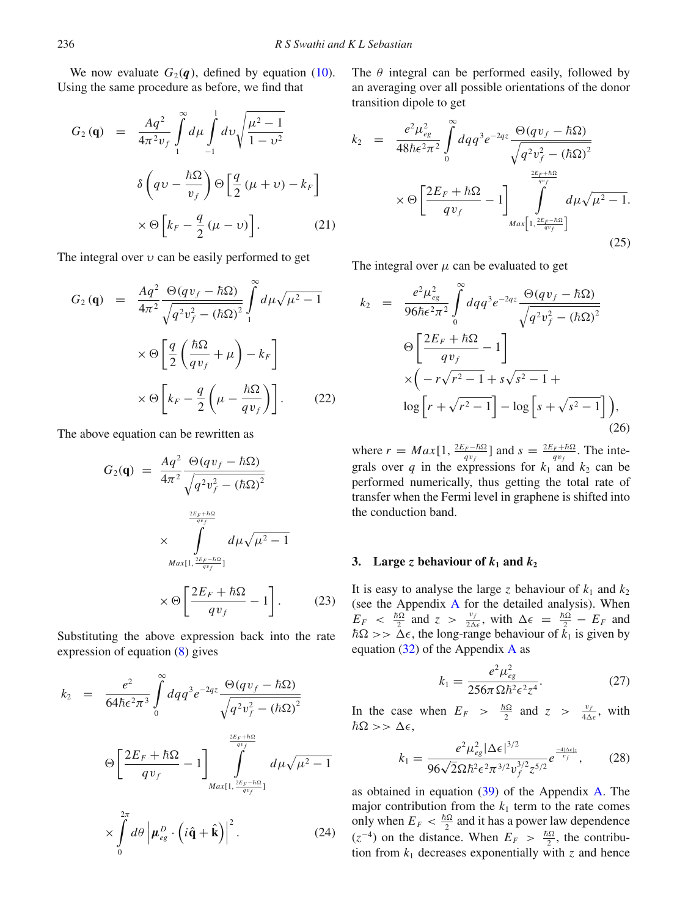We now evaluate $G_2(\boldsymbol{q})$, defined by equation (10). Using the same procedure as before, we find that

$$
\begin{aligned}
G_2(\mathbf{q}) &= \frac{Aq^2}{4\pi^2 v_f} \int_1^\infty d\mu \int_{-1}^{1} d\upsilon \sqrt{\frac{\mu^2-1}{1-\upsilon^2}} \\
&\quad \delta\left(q\upsilon - \frac{\hbar\Omega}{v_f}\right) \Theta\left[\frac{q}{2}(\mu+\upsilon) - k_F\right] \\
&\quad \times \Theta\left[k_F - \frac{q}{2}(\mu-\upsilon)\right]. \qquad (21)
\end{aligned}
$$

The integral over $\upsilon$ can be easily performed to get

$$
\begin{aligned}
G_2(\mathbf{q}) &= \frac{Aq^2}{4\pi^2} \frac{\Theta(qv_f - \hbar\Omega)}{\sqrt{q^2v_f^2 - (\hbar\Omega)^2}} \int_1^\infty d\mu \sqrt{\mu^2-1} \\
&\quad \times \Theta\left[\frac{q}{2}\left(\frac{\hbar\Omega}{qv_f} + \mu\right) - k_F\right] \\
&\quad \times \Theta\left[k_F - \frac{q}{2}\left(\mu - \frac{\hbar\Omega}{qv_f}\right)\right]. \qquad (22)
\end{aligned}
$$

The above equation can be rewritten as

$$
\begin{aligned}
G_2(\mathbf{q}) &= \frac{Aq^2}{4\pi^2} \frac{\Theta(qv_f - \hbar\Omega)}{\sqrt{q^2v_f^2 - (\hbar\Omega)^2}} \\
&\quad \times \int_{Max[1, \frac{2E_F - \hbar\Omega}{qv_f}]}^{\frac{2E_F + \hbar\Omega}{qv_f}} d\mu \sqrt{\mu^2-1} \\
&\quad \times \Theta\left[\frac{2E_F + \hbar\Omega}{qv_f} - 1\right]. \qquad (23)
\end{aligned}
$$

Substituting the above expression back into the rate expression of equation (8) gives

$$
\begin{aligned}
k_2 &= \frac{e^2}{64\hbar\epsilon^2\pi^3} \int_0^\infty dq q^3 e^{-2qz} \frac{\Theta(qv_f - \hbar\Omega)}{\sqrt{q^2v_f^2 - (\hbar\Omega)^2}} \\
&\quad \Theta\left[\frac{2E_F + \hbar\Omega}{qv_f} - 1\right] \int_{Max[1, \frac{2E_F - \hbar\Omega}{qv_f}]}^{\frac{2E_F + \hbar\Omega}{qv_f}} d\mu \sqrt{\mu^2-1} \\
&\quad \times \int_0^{2\pi} d\theta \left| \boldsymbol{\mu}_{eg}^D \cdot \left(i\hat{\mathbf{q}} + \hat{\mathbf{k}}\right) \right|^2. \qquad (24)
\end{aligned}
$$

The $\theta$ integral can be performed easily, followed by an averaging over all possible orientations of the donor transition dipole to get

$$
\begin{aligned}
k_2 &= \frac{e^2\mu_{eg}^2}{48\hbar\epsilon^2\pi^2} \int_0^\infty dq q^3 e^{-2qz} \frac{\Theta(qv_f - \hbar\Omega)}{\sqrt{q^2v_f^2 - (\hbar\Omega)^2}} \\
&\quad \times \Theta\left[\frac{2E_F + \hbar\Omega}{qv_f} - 1\right] \int_{Max\left[1, \frac{2E_F - \hbar\Omega}{qv_f}\right]}^{\frac{2E_F + \hbar\Omega}{qv_f}} d\mu \sqrt{\mu^2-1}. \qquad (25)
\end{aligned}
$$

The integral over $\mu$ can be evaluated to get

$$
\begin{aligned}
k_2 &= \frac{e^2\mu_{eg}^2}{96\hbar\epsilon^2\pi^2} \int_0^\infty dq q^3 e^{-2qz} \frac{\Theta(qv_f - \hbar\Omega)}{\sqrt{q^2v_f^2 - (\hbar\Omega)^2}} \\
&\quad \Theta\left[\frac{2E_F + \hbar\Omega}{qv_f} - 1\right] \\
&\quad \times \Big( -r\sqrt{r^2-1} + s\sqrt{s^2-1} + \\
&\quad \log\left[r + \sqrt{r^2-1}\right] - \log\left[s + \sqrt{s^2-1}\right] \Big), \qquad (26)
\end{aligned}
$$

where $r = Max[1, \frac{2E_F - \hbar\Omega}{qv_f}]$ and $s = \frac{2E_F + \hbar\Omega}{qv_f}$. The integrals over $q$ in the expressions for $k_1$ and $k_2$ can be performed numerically, thus getting the total rate of transfer when the Fermi level in graphene is shifted into the conduction band.

## 3. Large $z$ behaviour of $k_1$ and $k_2$

It is easy to analyse the large $z$ behaviour of $k_1$ and $k_2$ (see the Appendix A for the detailed analysis). When $E_F < \frac{\hbar\Omega}{2}$ and $z > \frac{v_f}{2\Delta\epsilon}$, with $\Delta\epsilon = \frac{\hbar\Omega}{2} - E_F$ and $\hbar\Omega >> \Delta\epsilon$, the long-range behaviour of $k_1$ is given by equation (32) of the Appendix A as

$$
k_1 = \frac{e^2\mu_{eg}^2}{256\pi\Omega\hbar^2\epsilon^2 z^4}. \qquad (27)
$$

In the case when $E_F > \frac{\hbar\Omega}{2}$ and $z > \frac{v_f}{4\Delta\epsilon}$, with $\hbar\Omega >> \Delta\epsilon$,

$$
k_1 = \frac{e^2\mu_{eg}^2|\Delta\epsilon|^{3/2}}{96\sqrt{2}\Omega\hbar^2\epsilon^2\pi^{3/2}v_f^{3/2}z^{5/2}} e^{\frac{-4|\Delta\epsilon|z}{v_f}}, \qquad (28)
$$

as obtained in equation (39) of the Appendix A. The major contribution from the $k_1$ term to the rate comes only when $E_F < \frac{\hbar\Omega}{2}$ and it has a power law dependence ($z^{-4}$) on the distance. When $E_F > \frac{\hbar\Omega}{2}$, the contribution from $k_1$ decreases exponentially with $z$ and hence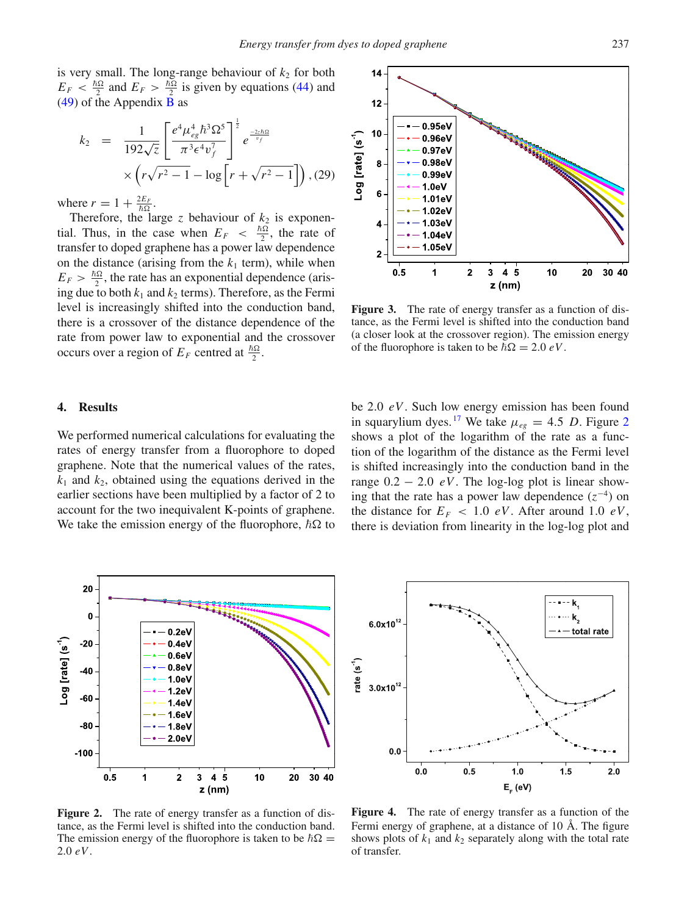is very small. The long-range behaviour of $k_2$ for both $E_F < \frac{\hbar\Omega}{2}$ and $E_F > \frac{\hbar\Omega}{2}$ is given by equations (44) and (49) of the Appendix B as

$$k_2 = \frac{1}{192\sqrt{z}} \left[ \frac{e^4 \mu_{eg}^4 \hbar^3 \Omega^5}{\pi^3 \epsilon^4 v_f^7} \right]^{\frac{1}{2}} e^{\frac{-2z\hbar\Omega}{v_f}} \times \left( r\sqrt{r^2-1} - \log\left[ r + \sqrt{r^2-1} \right] \right), \quad (29)$$

where $r = 1 + \frac{2E_F}{\hbar\Omega}$.

Therefore, the large $z$ behaviour of $k_2$ is exponential. Thus, in the case when $E_F < \frac{\hbar\Omega}{2}$, the rate of transfer to doped graphene has a power law dependence on the distance (arising from the $k_1$ term), while when $E_F > \frac{\hbar\Omega}{2}$, the rate has an exponential dependence (arising due to both $k_1$ and $k_2$ terms). Therefore, as the Fermi level is increasingly shifted into the conduction band, there is a crossover of the distance dependence of the rate from power law to exponential and the crossover occurs over a region of $E_F$ centred at $\frac{\hbar\Omega}{2}$.

Figure 3. The rate of energy transfer as a function of distance, as the Fermi level is shifted into the conduction band (a closer look at the crossover region). The emission energy of the fluorophore is taken to be $\hbar\Omega = 2.0\ eV$.

## 4. Results

We performed numerical calculations for evaluating the rates of energy transfer from a fluorophore to doped graphene. Note that the numerical values of the rates, $k_1$ and $k_2$, obtained using the equations derived in the earlier sections have been multiplied by a factor of 2 to account for the two inequivalent K-points of graphene. We take the emission energy of the fluorophore, $\hbar\Omega$ to be 2.0 $eV$. Such low energy emission has been found in squarylium dyes.[17] We take $\mu_{eg} = 4.5\ D$. Figure 2 shows a plot of the logarithm of the rate as a function of the logarithm of the distance as the Fermi level is shifted increasingly into the conduction band in the range $0.2 - 2.0\ eV$. The log-log plot is linear showing that the rate has a power law dependence ($z^{-4}$) on the distance for $E_F < 1.0\ eV$. After around 1.0 $eV$, there is deviation from linearity in the log-log plot and

Figure 2. The rate of energy transfer as a function of distance, as the Fermi level is shifted into the conduction band. The emission energy of the fluorophore is taken to be $\hbar\Omega = 2.0\ eV$.

Figure 4. The rate of energy transfer as a function of the Fermi energy of graphene, at a distance of 10 Å. The figure shows plots of $k_1$ and $k_2$ separately along with the total rate of transfer.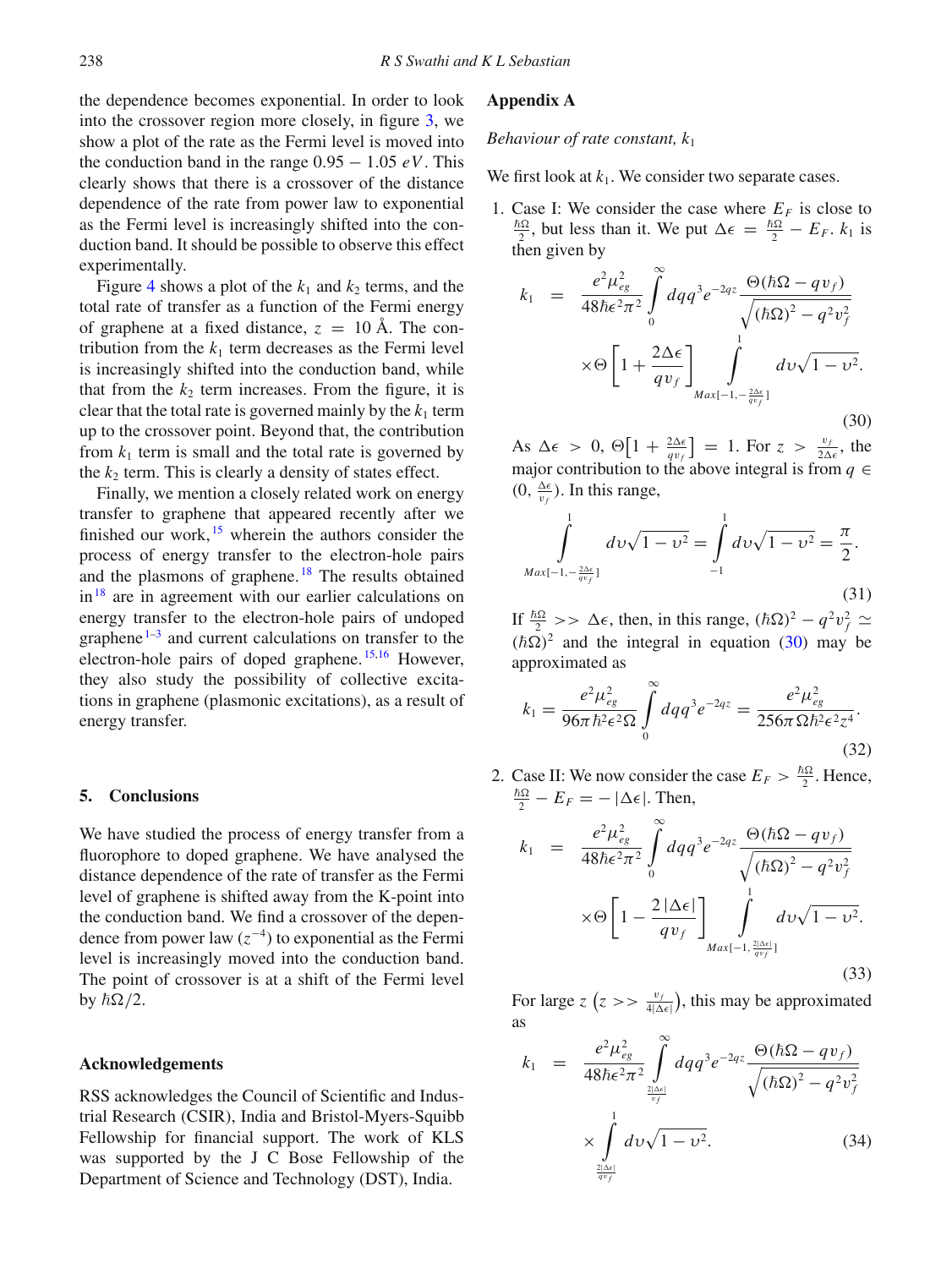the dependence becomes exponential. In order to look into the crossover region more closely, in figure 3, we show a plot of the rate as the Fermi level is moved into the conduction band in the range $0.95 - 1.05\ eV$. This clearly shows that there is a crossover of the distance dependence of the rate from power law to exponential as the Fermi level is increasingly shifted into the conduction band. It should be possible to observe this effect experimentally.

Figure 4 shows a plot of the $k_1$ and $k_2$ terms, and the total rate of transfer as a function of the Fermi energy of graphene at a fixed distance, $z = 10$ Å. The contribution from the $k_1$ term decreases as the Fermi level is increasingly shifted into the conduction band, while that from the $k_2$ term increases. From the figure, it is clear that the total rate is governed mainly by the $k_1$ term up to the crossover point. Beyond that, the contribution from $k_1$ term is small and the total rate is governed by the $k_2$ term. This is clearly a density of states effect.

Finally, we mention a closely related work on energy transfer to graphene that appeared recently after we finished our work,[15] wherein the authors consider the process of energy transfer to the electron-hole pairs and the plasmons of graphene.[18] The results obtained in[18] are in agreement with our earlier calculations on energy transfer to the electron-hole pairs of undoped graphene[1–3] and current calculations on transfer to the electron-hole pairs of doped graphene.[15,16] However, they also study the possibility of collective excitations in graphene (plasmonic excitations), as a result of energy transfer.

## 5. Conclusions

We have studied the process of energy transfer from a fluorophore to doped graphene. We have analysed the distance dependence of the rate of transfer as the Fermi level of graphene is shifted away from the K-point into the conduction band. We find a crossover of the dependence from power law ($z^{-4}$) to exponential as the Fermi level is increasingly moved into the conduction band. The point of crossover is at a shift of the Fermi level by $\hbar\Omega/2$.

## Acknowledgements

RSS acknowledges the Council of Scientific and Industrial Research (CSIR), India and Bristol-Myers-Squibb Fellowship for financial support. The work of KLS was supported by the J C Bose Fellowship of the Department of Science and Technology (DST), India.

## Appendix A

*Behaviour of rate constant, $k_1$*

We first look at $k_1$. We consider two separate cases.

1. Case I: We consider the case where $E_F$ is close to $\frac{\hbar\Omega}{2}$, but less than it. We put $\Delta\epsilon = \frac{\hbar\Omega}{2} - E_F$. $k_1$ is then given by

$$k_1 = \frac{e^2\mu_{eg}^2}{48\hbar\epsilon^2\pi^2}\int_0^\infty dq q^3 e^{-2qz}\frac{\Theta(\hbar\Omega - qv_f)}{\sqrt{(\hbar\Omega)^2 - q^2v_f^2}} \times\Theta\left[1 + \frac{2\Delta\epsilon}{qv_f}\right]\int_{Max[-1,-\frac{2\Delta\epsilon}{qv_f}]}^{1} d\upsilon\sqrt{1-\upsilon^2}. \tag{30}$$

As $\Delta\epsilon > 0$, $\Theta\left[1 + \frac{2\Delta\epsilon}{qv_f}\right] = 1$. For $z > \frac{v_f}{2\Delta\epsilon}$, the major contribution to the above integral is from $q \in (0, \frac{\Delta\epsilon}{v_f})$. In this range,

$$\int_{Max[-1,-\frac{2\Delta\epsilon}{qv_f}]}^{1} d\upsilon\sqrt{1-\upsilon^2} = \int_{-1}^{1} d\upsilon\sqrt{1-\upsilon^2} = \frac{\pi}{2}. \tag{31}$$

If $\frac{\hbar\Omega}{2} >> \Delta\epsilon$, then, in this range, $(\hbar\Omega)^2 - q^2v_f^2 \simeq (\hbar\Omega)^2$ and the integral in equation (30) may be approximated as

$$k_1 = \frac{e^2\mu_{eg}^2}{96\pi\hbar^2\epsilon^2\Omega}\int_0^\infty dq q^3 e^{-2qz} = \frac{e^2\mu_{eg}^2}{256\pi\Omega\hbar^2\epsilon^2z^4}. \tag{32}$$

2. Case II: We now consider the case $E_F > \frac{\hbar\Omega}{2}$. Hence, $\frac{\hbar\Omega}{2} - E_F = -|\Delta\epsilon|$. Then,

$$k_1 = \frac{e^2\mu_{eg}^2}{48\hbar\epsilon^2\pi^2}\int_0^\infty dq q^3 e^{-2qz}\frac{\Theta(\hbar\Omega - qv_f)}{\sqrt{(\hbar\Omega)^2 - q^2v_f^2}} \times\Theta\left[1 - \frac{2|\Delta\epsilon|}{qv_f}\right]\int_{Max[-1,\frac{2|\Delta\epsilon|}{qv_f}]}^{1} d\upsilon\sqrt{1-\upsilon^2}. \tag{33}$$

For large $z$ $\left(z >> \frac{v_f}{4|\Delta\epsilon|}\right)$, this may be approximated as

$$k_1 = \frac{e^2\mu_{eg}^2}{48\hbar\epsilon^2\pi^2}\int_{\frac{2|\Delta\epsilon|}{v_f}}^\infty dq q^3 e^{-2qz}\frac{\Theta(\hbar\Omega - qv_f)}{\sqrt{(\hbar\Omega)^2 - q^2v_f^2}} \times\int_{\frac{2|\Delta\epsilon|}{qv_f}}^{1} d\upsilon\sqrt{1-\upsilon^2}. \tag{34}$$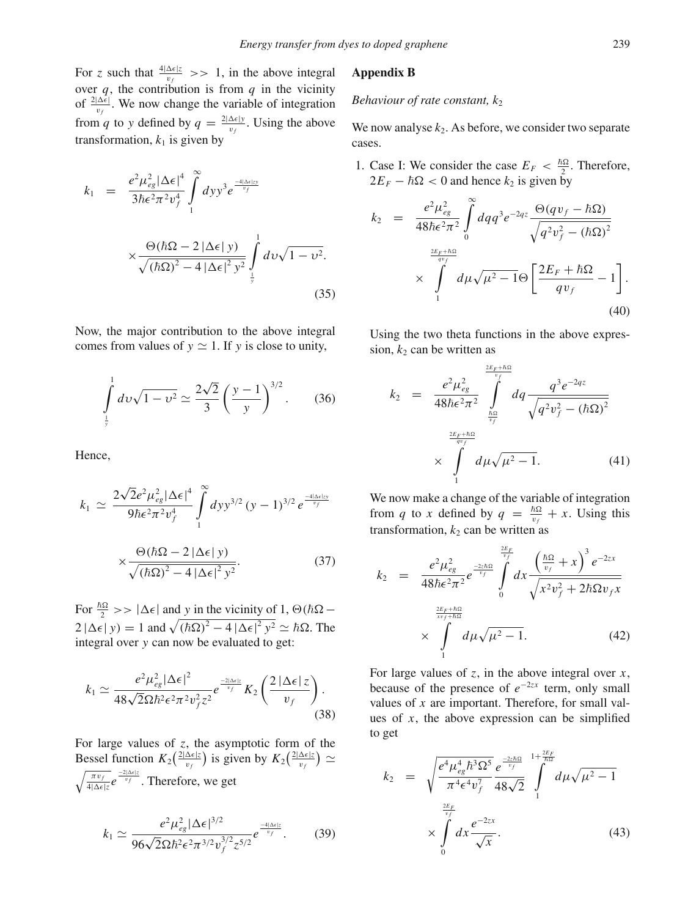For $z$ such that $\frac{4|\Delta\epsilon|z}{v_f} >> 1$, in the above integral over $q$, the contribution is from $q$ in the vicinity of $\frac{2|\Delta\epsilon|}{v_f}$. We now change the variable of integration from $q$ to $y$ defined by $q = \frac{2|\Delta\epsilon|y}{v_f}$. Using the above transformation, $k_1$ is given by

$$k_1 = \frac{e^2\mu_{eg}^2|\Delta\epsilon|^4}{3\hbar\epsilon^2\pi^2 v_f^4}\int_1^{\infty} dy y^3 e^{\frac{-4|\Delta\epsilon|zy}{v_f}} \times \frac{\Theta(\hbar\Omega - 2|\Delta\epsilon|y)}{\sqrt{(\hbar\Omega)^2 - 4|\Delta\epsilon|^2 y^2}}\int_{\frac{1}{y}}^{1} d\upsilon\sqrt{1-\upsilon^2}. \tag{35}$$

Now, the major contribution to the above integral comes from values of $y \simeq 1$. If $y$ is close to unity,

$$\int_{\frac{1}{y}}^{1} d\upsilon\sqrt{1-\upsilon^2} \simeq \frac{2\sqrt{2}}{3}\left(\frac{y-1}{y}\right)^{3/2}. \tag{36}$$

Hence,

$$k_1 \simeq \frac{2\sqrt{2}e^2\mu_{eg}^2|\Delta\epsilon|^4}{9\hbar\epsilon^2\pi^2 v_f^4}\int_1^{\infty} dy y^{3/2}(y-1)^{3/2} e^{\frac{-4|\Delta\epsilon|zy}{v_f}} \times \frac{\Theta(\hbar\Omega - 2|\Delta\epsilon|y)}{\sqrt{(\hbar\Omega)^2 - 4|\Delta\epsilon|^2 y^2}}. \tag{37}$$

For $\frac{\hbar\Omega}{2} >> |\Delta\epsilon|$ and $y$ in the vicinity of 1, $\Theta(\hbar\Omega - 2|\Delta\epsilon|y) = 1$ and $\sqrt{(\hbar\Omega)^2 - 4|\Delta\epsilon|^2 y^2} \simeq \hbar\Omega$. The integral over $y$ can now be evaluated to get:

$$k_1 \simeq \frac{e^2\mu_{eg}^2|\Delta\epsilon|^2}{48\sqrt{2}\Omega\hbar^2\epsilon^2\pi^2 v_f^2 z^2} e^{\frac{-2|\Delta\epsilon|z}{v_f}} K_2\left(\frac{2|\Delta\epsilon|z}{v_f}\right). \tag{38}$$

For large values of $z$, the asymptotic form of the Bessel function $K_2\left(\frac{2|\Delta\epsilon|z}{v_f}\right)$ is given by $K_2\left(\frac{2|\Delta\epsilon|z}{v_f}\right) \simeq \sqrt{\frac{\pi v_f}{4|\Delta\epsilon|z}} e^{\frac{-2|\Delta\epsilon|z}{v_f}}$. Therefore, we get

$$k_1 \simeq \frac{e^2\mu_{eg}^2|\Delta\epsilon|^{3/2}}{96\sqrt{2}\Omega\hbar^2\epsilon^2\pi^{3/2} v_f^{3/2} z^{5/2}} e^{\frac{-4|\Delta\epsilon|z}{v_f}}. \tag{39}$$

## Appendix B

*Behaviour of rate constant, $k_2$*

We now analyse $k_2$. As before, we consider two separate cases.

1. Case I: We consider the case $E_F < \frac{\hbar\Omega}{2}$. Therefore, $2E_F - \hbar\Omega < 0$ and hence $k_2$ is given by

$$k_2 = \frac{e^2\mu_{eg}^2}{48\hbar\epsilon^2\pi^2}\int_0^{\infty} dq q^3 e^{-2qz}\frac{\Theta(qv_f - \hbar\Omega)}{\sqrt{q^2 v_f^2 - (\hbar\Omega)^2}} \times \int_1^{\frac{2E_F+\hbar\Omega}{qv_f}} d\mu\sqrt{\mu^2-1}\,\Theta\left[\frac{2E_F+\hbar\Omega}{qv_f} - 1\right]. \tag{40}$$

Using the two theta functions in the above expression, $k_2$ can be written as

$$k_2 = \frac{e^2\mu_{eg}^2}{48\hbar\epsilon^2\pi^2}\int_{\frac{\hbar\Omega}{v_f}}^{\frac{2E_F+\hbar\Omega}{v_f}} dq \frac{q^3 e^{-2qz}}{\sqrt{q^2 v_f^2 - (\hbar\Omega)^2}} \times \int_1^{\frac{2E_F+\hbar\Omega}{qv_f}} d\mu\sqrt{\mu^2-1}. \tag{41}$$

We now make a change of the variable of integration from $q$ to $x$ defined by $q = \frac{\hbar\Omega}{v_f} + x$. Using this transformation, $k_2$ can be written as

$$k_2 = \frac{e^2\mu_{eg}^2}{48\hbar\epsilon^2\pi^2} e^{\frac{-2z\hbar\Omega}{v_f}}\int_0^{\frac{2E_F}{v_f}} dx \frac{\left(\frac{\hbar\Omega}{v_f}+x\right)^3 e^{-2zx}}{\sqrt{x^2 v_f^2 + 2\hbar\Omega v_f x}} \times \int_1^{\frac{2E_F+\hbar\Omega}{xv_f+\hbar\Omega}} d\mu\sqrt{\mu^2-1}. \tag{42}$$

For large values of $z$, in the above integral over $x$, because of the presence of $e^{-2zx}$ term, only small values of $x$ are important. Therefore, for small values of $x$, the above expression can be simplified to get

$$k_2 = \sqrt{\frac{e^4\mu_{eg}^4\hbar^3\Omega^5}{\pi^4\epsilon^4 v_f^7}}\frac{e^{\frac{-2z\hbar\Omega}{v_f}}}{48\sqrt{2}}\int_1^{1+\frac{2E_F}{\hbar\Omega}} d\mu\sqrt{\mu^2-1} \times \int_0^{\frac{2E_F}{v_f}} dx \frac{e^{-2zx}}{\sqrt{x}}. \tag{43}$$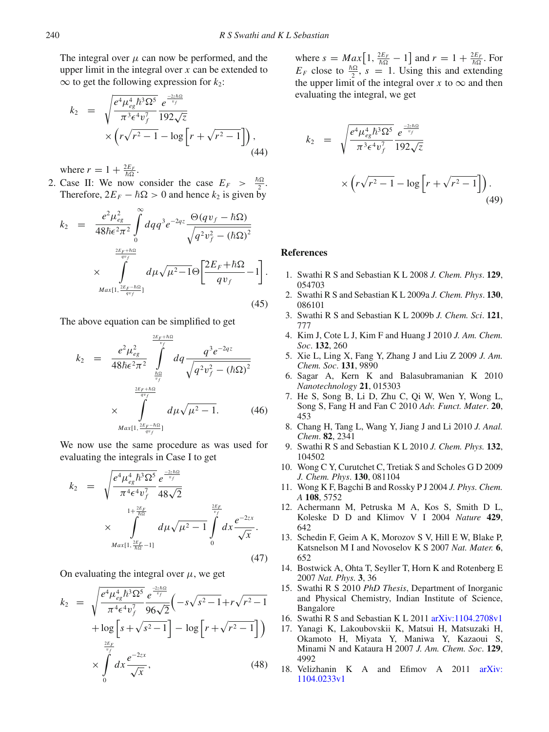The integral over $\mu$ can now be performed, and the upper limit in the integral over $x$ can be extended to $\infty$ to get the following expression for $k_2$:

$$
k_2 = \sqrt{\frac{e^4\mu_{eg}^4\hbar^3\Omega^5}{\pi^3\epsilon^4 v_f^7}} \frac{e^{\frac{-2z\hbar\Omega}{v_f}}}{192\sqrt{z}} \times \left( r\sqrt{r^2-1} - \log\left[ r + \sqrt{r^2-1}\right]\right), \tag{44}
$$

where $r = 1 + \frac{2E_F}{\hbar\Omega}$.

2. Case II: We now consider the case $E_F > \frac{\hbar\Omega}{2}$. Therefore, $2E_F - \hbar\Omega > 0$ and hence $k_2$ is given by

$$
k_2 = \frac{e^2\mu_{eg}^2}{48\hbar\epsilon^2\pi^2} \int_0^\infty dq q^3 e^{-2qz} \frac{\Theta(qv_f - \hbar\Omega)}{\sqrt{q^2v_f^2 - (\hbar\Omega)^2}} \times \int_{Max[1, \frac{2E_F - \hbar\Omega}{qv_f}]}^{\frac{2E_F+\hbar\Omega}{qv_f}} d\mu \sqrt{\mu^2 - 1}\Theta\left[\frac{2E_F + \hbar\Omega}{qv_f} - 1\right]. \tag{45}
$$

The above equation can be simplified to get

$$
k_2 = \frac{e^2\mu_{eg}^2}{48\hbar\epsilon^2\pi^2} \int_{\frac{\hbar\Omega}{v_f}}^{\frac{2E_F+\hbar\Omega}{v_f}} dq \frac{q^3 e^{-2qz}}{\sqrt{q^2v_f^2 - (\hbar\Omega)^2}} \times \int_{Max[1, \frac{2E_F - \hbar\Omega}{qv_f}]}^{\frac{2E_F+\hbar\Omega}{qv_f}} d\mu \sqrt{\mu^2 - 1}. \tag{46}
$$

We now use the same procedure as was used for evaluating the integrals in Case I to get

$$
k_2 = \sqrt{\frac{e^4\mu_{eg}^4\hbar^3\Omega^5}{\pi^4\epsilon^4 v_f^7}} \frac{e^{\frac{-2z\hbar\Omega}{v_f}}}{48\sqrt{2}} \times \int_{Max[1, \frac{2E_F}{\hbar\Omega} - 1]}^{1 + \frac{2E_F}{\hbar\Omega}} d\mu\sqrt{\mu^2 - 1} \int_0^{\frac{2E_F}{v_f}} dx \frac{e^{-2zx}}{\sqrt{x}}. \tag{47}
$$

On evaluating the integral over $\mu$, we get

$$
k_2 = \sqrt{\frac{e^4\mu_{eg}^4\hbar^3\Omega^5}{\pi^4\epsilon^4 v_f^7}} \frac{e^{\frac{-2z\hbar\Omega}{v_f}}}{96\sqrt{2}} \Big( -s\sqrt{s^2-1} + r\sqrt{r^2-1} + \log\left[s + \sqrt{s^2-1}\right] - \log\left[r + \sqrt{r^2-1}\right]\Big) \times \int_0^{\frac{2E_F}{v_f}} dx \frac{e^{-2zx}}{\sqrt{x}}, \tag{48}
$$

where $s = Max\left[1, \frac{2E_F}{\hbar\Omega} - 1\right]$ and $r = 1 + \frac{2E_F}{\hbar\Omega}$. For $E_F$ close to $\frac{\hbar\Omega}{2}$, $s = 1$. Using this and extending the upper limit of the integral over $x$ to $\infty$ and then evaluating the integral, we get

$$
k_2 = \sqrt{\frac{e^4\mu_{eg}^4\hbar^3\Omega^5}{\pi^3\epsilon^4 v_f^7}} \frac{e^{\frac{-2z\hbar\Omega}{v_f}}}{192\sqrt{z}} \times \left( r\sqrt{r^2-1} - \log\left[ r + \sqrt{r^2-1}\right]\right). \tag{49}
$$

## References

1. Swathi R S and Sebastian K L 2008 *J. Chem. Phys*. **129**, 054703
2. Swathi R S and Sebastian K L 2009a *J. Chem. Phys*. **130**, 086101
3. Swathi R S and Sebastian K L 2009b *J. Chem. Sci*. **121**, 777
4. Kim J, Cote L J, Kim F and Huang J 2010 *J. Am. Chem. Soc*. **132**, 260
5. Xie L, Ling X, Fang Y, Zhang J and Liu Z 2009 *J. Am. Chem. Soc*. **131**, 9890
6. Sagar A, Kern K and Balasubramanian K 2010 *Nanotechnology* **21**, 015303
7. He S, Song B, Li D, Zhu C, Qi W, Wen Y, Wong L, Song S, Fang H and Fan C 2010 *Adv. Funct. Mater*. **20**, 453
8. Chang H, Tang L, Wang Y, Jiang J and Li 2010 *J. Anal. Chem*. **82**, 2341
9. Swathi R S and Sebastian K L 2010 *J. Chem. Phys.* **132**, 104502
10. Wong C Y, Curutchet C, Tretiak S and Scholes G D 2009 *J. Chem. Phys*. **130**, 081104
11. Wong K F, Bagchi B and Rossky P J 2004 *J. Phys. Chem. A* **108**, 5752
12. Achermann M, Petruska M A, Kos S, Smith D L, Koleske D D and Klimov V I 2004 *Nature* **429**, 642
13. Schedin F, Geim A K, Morozov S V, Hill E W, Blake P, Katsnelson M I and Novoselov K S 2007 *Nat. Mater.* **6**, 652
14. Bostwick A, Ohta T, Seyller T, Horn K and Rotenberg E 2007 *Nat. Phys*. **3**, 36
15. Swathi R S 2010 *PhD Thesis*, Department of Inorganic and Physical Chemistry, Indian Institute of Science, Bangalore
16. Swathi R S and Sebastian K L 2011 arXiv:1104.2708v1
17. Yanagi K, Lakoubovskii K, Matsui H, Matsuzaki H, Okamoto H, Miyata Y, Maniwa Y, Kazaoui S, Minami N and Kataura H 2007 *J. Am. Chem. Soc*. **129**, 4992
18. Velizhanin K A and Efimov A 2011 arXiv: 1104.0233v1